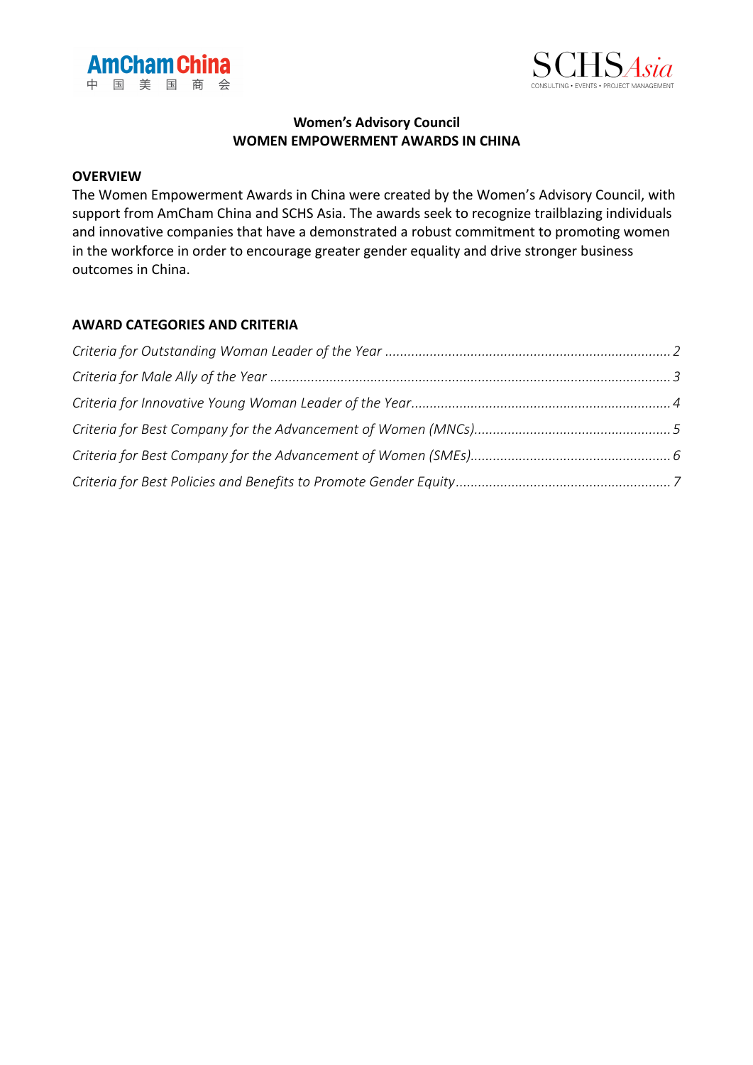AmCham China 中国美国商会

SCHS Asia
CONSULTING • EVENTS • PROJECT MANAGEMENT

**Women's Advisory Council**
**WOMEN EMPOWERMENT AWARDS IN CHINA**

## OVERVIEW

The Women Empowerment Awards in China were created by the Women's Advisory Council, with support from AmCham China and SCHS Asia. The awards seek to recognize trailblazing individuals and innovative companies that have a demonstrated a robust commitment to promoting women in the workforce in order to encourage greater gender equality and drive stronger business outcomes in China.

## AWARD CATEGORIES AND CRITERIA

*Criteria for Outstanding Woman Leader of the Year* ..... 2
*Criteria for Male Ally of the Year* ..... 3
*Criteria for Innovative Young Woman Leader of the Year* ..... 4
*Criteria for Best Company for the Advancement of Women (MNCs)* ..... 5
*Criteria for Best Company for the Advancement of Women (SMEs)* ..... 6
*Criteria for Best Policies and Benefits to Promote Gender Equity* ..... 7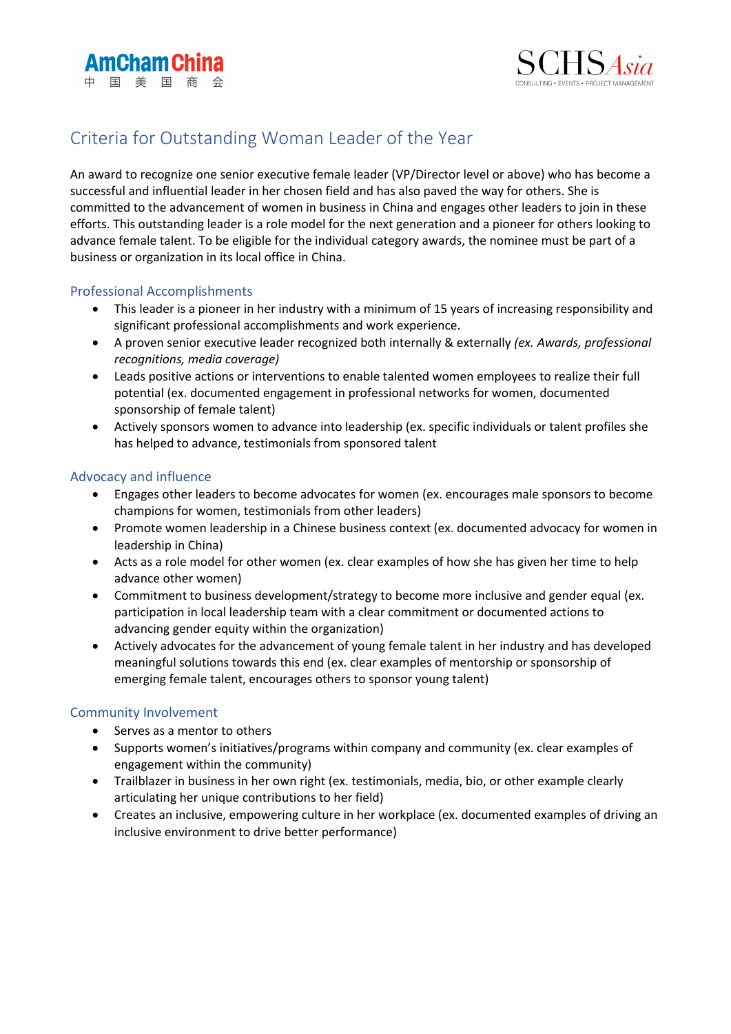# Criteria for Outstanding Woman Leader of the Year

An award to recognize one senior executive female leader (VP/Director level or above) who has become a successful and influential leader in her chosen field and has also paved the way for others. She is committed to the advancement of women in business in China and engages other leaders to join in these efforts. This outstanding leader is a role model for the next generation and a pioneer for others looking to advance female talent. To be eligible for the individual category awards, the nominee must be part of a business or organization in its local office in China.

## Professional Accomplishments

- This leader is a pioneer in her industry with a minimum of 15 years of increasing responsibility and significant professional accomplishments and work experience.
- A proven senior executive leader recognized both internally & externally *(ex. Awards, professional recognitions, media coverage)*
- Leads positive actions or interventions to enable talented women employees to realize their full potential (ex. documented engagement in professional networks for women, documented sponsorship of female talent)
- Actively sponsors women to advance into leadership (ex. specific individuals or talent profiles she has helped to advance, testimonials from sponsored talent

## Advocacy and influence

- Engages other leaders to become advocates for women (ex. encourages male sponsors to become champions for women, testimonials from other leaders)
- Promote women leadership in a Chinese business context (ex. documented advocacy for women in leadership in China)
- Acts as a role model for other women (ex. clear examples of how she has given her time to help advance other women)
- Commitment to business development/strategy to become more inclusive and gender equal (ex. participation in local leadership team with a clear commitment or documented actions to advancing gender equity within the organization)
- Actively advocates for the advancement of young female talent in her industry and has developed meaningful solutions towards this end (ex. clear examples of mentorship or sponsorship of emerging female talent, encourages others to sponsor young talent)

## Community Involvement

- Serves as a mentor to others
- Supports women's initiatives/programs within company and community (ex. clear examples of engagement within the community)
- Trailblazer in business in her own right (ex. testimonials, media, bio, or other example clearly articulating her unique contributions to her field)
- Creates an inclusive, empowering culture in her workplace (ex. documented examples of driving an inclusive environment to drive better performance)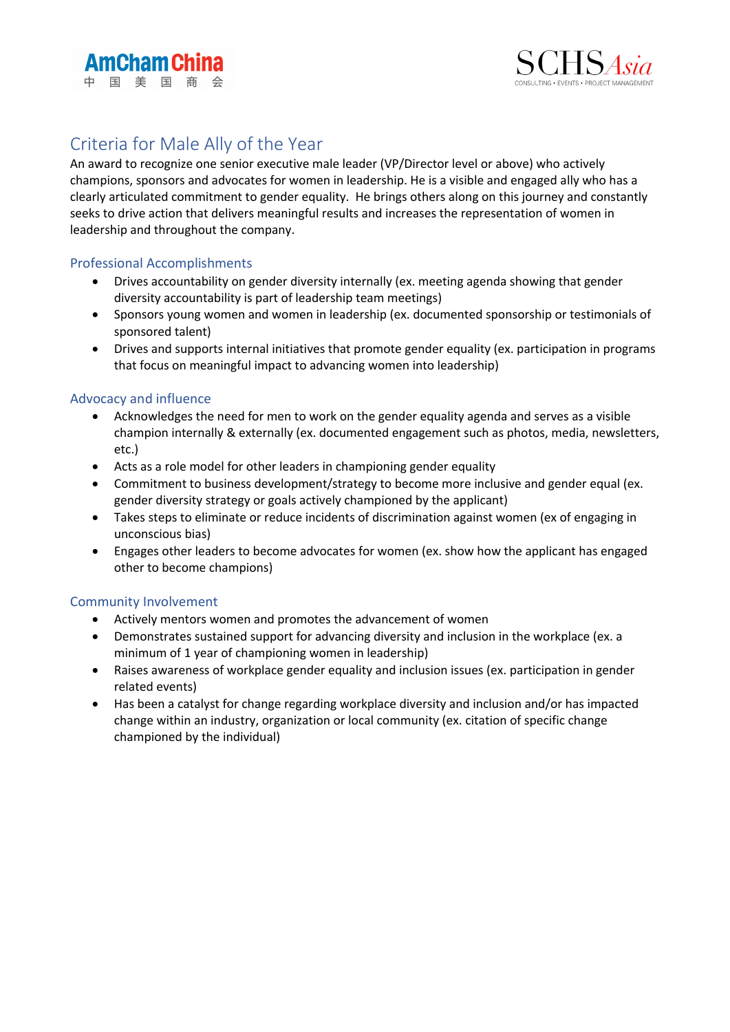# Criteria for Male Ally of the Year

An award to recognize one senior executive male leader (VP/Director level or above) who actively champions, sponsors and advocates for women in leadership. He is a visible and engaged ally who has a clearly articulated commitment to gender equality. He brings others along on this journey and constantly seeks to drive action that delivers meaningful results and increases the representation of women in leadership and throughout the company.

## Professional Accomplishments

- Drives accountability on gender diversity internally (ex. meeting agenda showing that gender diversity accountability is part of leadership team meetings)
- Sponsors young women and women in leadership (ex. documented sponsorship or testimonials of sponsored talent)
- Drives and supports internal initiatives that promote gender equality (ex. participation in programs that focus on meaningful impact to advancing women into leadership)

## Advocacy and influence

- Acknowledges the need for men to work on the gender equality agenda and serves as a visible champion internally & externally (ex. documented engagement such as photos, media, newsletters, etc.)
- Acts as a role model for other leaders in championing gender equality
- Commitment to business development/strategy to become more inclusive and gender equal (ex. gender diversity strategy or goals actively championed by the applicant)
- Takes steps to eliminate or reduce incidents of discrimination against women (ex of engaging in unconscious bias)
- Engages other leaders to become advocates for women (ex. show how the applicant has engaged other to become champions)

## Community Involvement

- Actively mentors women and promotes the advancement of women
- Demonstrates sustained support for advancing diversity and inclusion in the workplace (ex. a minimum of 1 year of championing women in leadership)
- Raises awareness of workplace gender equality and inclusion issues (ex. participation in gender related events)
- Has been a catalyst for change regarding workplace diversity and inclusion and/or has impacted change within an industry, organization or local community (ex. citation of specific change championed by the individual)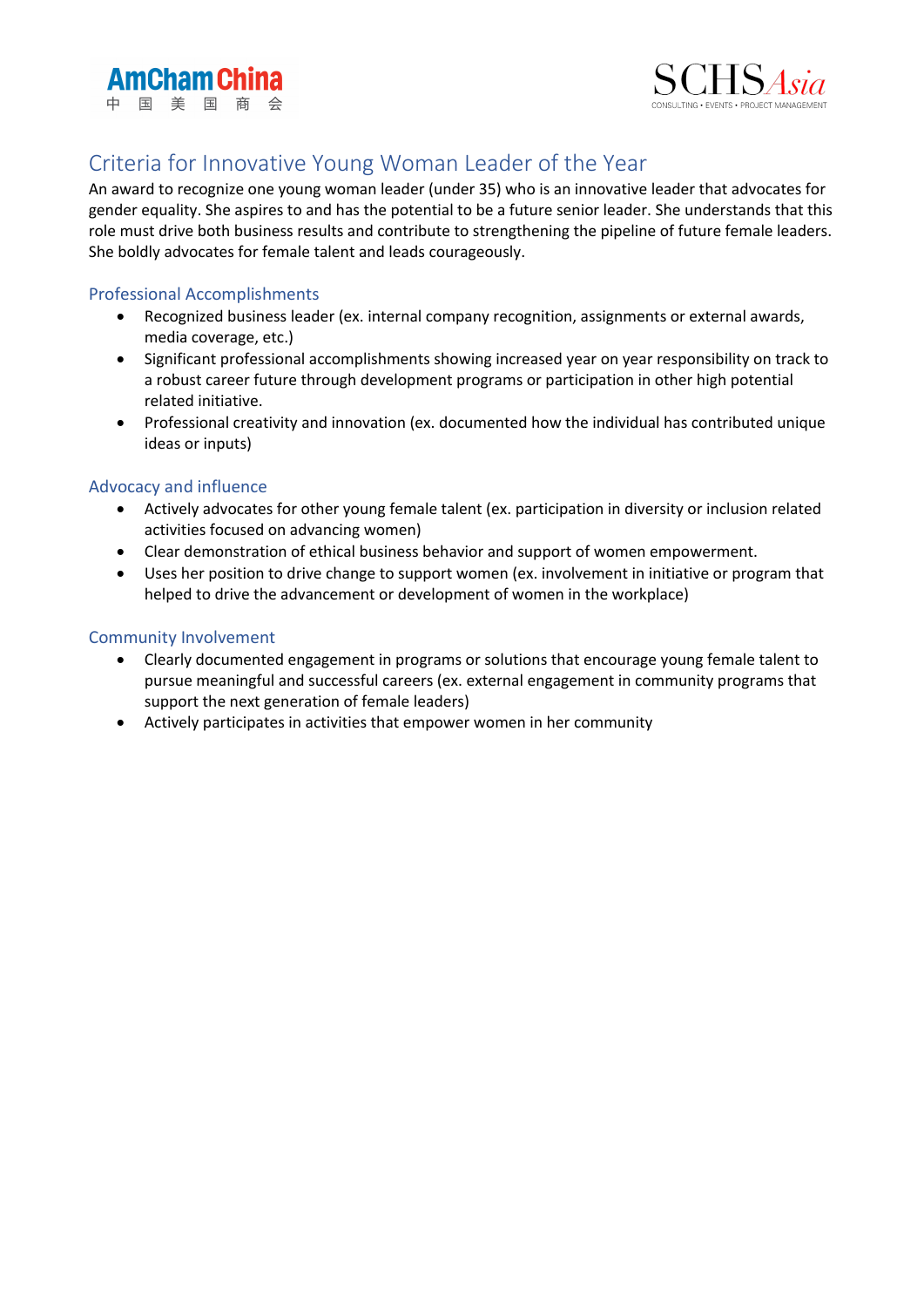# Criteria for Innovative Young Woman Leader of the Year

An award to recognize one young woman leader (under 35) who is an innovative leader that advocates for gender equality. She aspires to and has the potential to be a future senior leader. She understands that this role must drive both business results and contribute to strengthening the pipeline of future female leaders. She boldly advocates for female talent and leads courageously.

## Professional Accomplishments

- Recognized business leader (ex. internal company recognition, assignments or external awards, media coverage, etc.)
- Significant professional accomplishments showing increased year on year responsibility on track to a robust career future through development programs or participation in other high potential related initiative.
- Professional creativity and innovation (ex. documented how the individual has contributed unique ideas or inputs)

## Advocacy and influence

- Actively advocates for other young female talent (ex. participation in diversity or inclusion related activities focused on advancing women)
- Clear demonstration of ethical business behavior and support of women empowerment.
- Uses her position to drive change to support women (ex. involvement in initiative or program that helped to drive the advancement or development of women in the workplace)

## Community Involvement

- Clearly documented engagement in programs or solutions that encourage young female talent to pursue meaningful and successful careers (ex. external engagement in community programs that support the next generation of female leaders)
- Actively participates in activities that empower women in her community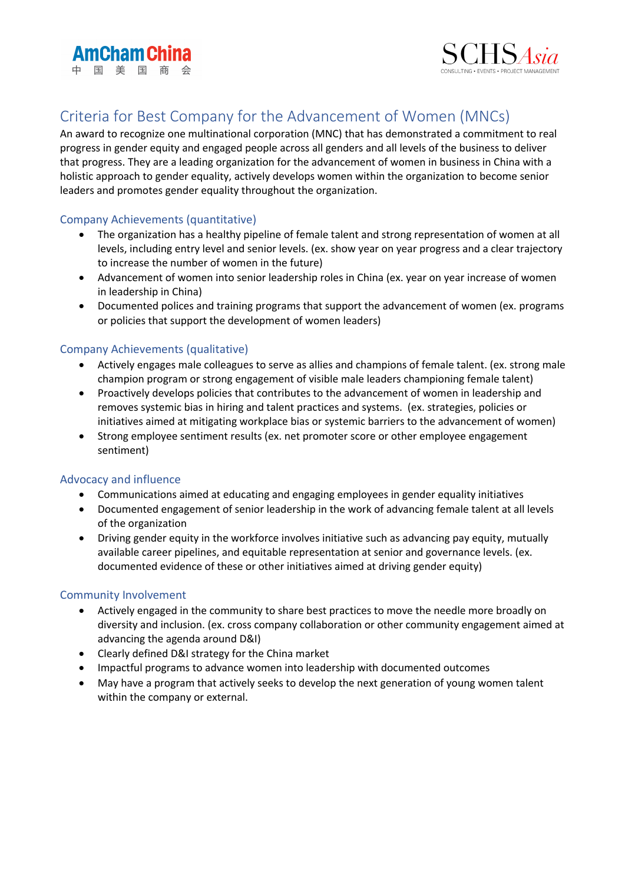# Criteria for Best Company for the Advancement of Women (MNCs)

An award to recognize one multinational corporation (MNC) that has demonstrated a commitment to real progress in gender equity and engaged people across all genders and all levels of the business to deliver that progress. They are a leading organization for the advancement of women in business in China with a holistic approach to gender equality, actively develops women within the organization to become senior leaders and promotes gender equality throughout the organization.

## Company Achievements (quantitative)

- The organization has a healthy pipeline of female talent and strong representation of women at all levels, including entry level and senior levels. (ex. show year on year progress and a clear trajectory to increase the number of women in the future)
- Advancement of women into senior leadership roles in China (ex. year on year increase of women in leadership in China)
- Documented polices and training programs that support the advancement of women (ex. programs or policies that support the development of women leaders)

## Company Achievements (qualitative)

- Actively engages male colleagues to serve as allies and champions of female talent. (ex. strong male champion program or strong engagement of visible male leaders championing female talent)
- Proactively develops policies that contributes to the advancement of women in leadership and removes systemic bias in hiring and talent practices and systems. (ex. strategies, policies or initiatives aimed at mitigating workplace bias or systemic barriers to the advancement of women)
- Strong employee sentiment results (ex. net promoter score or other employee engagement sentiment)

## Advocacy and influence

- Communications aimed at educating and engaging employees in gender equality initiatives
- Documented engagement of senior leadership in the work of advancing female talent at all levels of the organization
- Driving gender equity in the workforce involves initiative such as advancing pay equity, mutually available career pipelines, and equitable representation at senior and governance levels. (ex. documented evidence of these or other initiatives aimed at driving gender equity)

## Community Involvement

- Actively engaged in the community to share best practices to move the needle more broadly on diversity and inclusion. (ex. cross company collaboration or other community engagement aimed at advancing the agenda around D&I)
- Clearly defined D&I strategy for the China market
- Impactful programs to advance women into leadership with documented outcomes
- May have a program that actively seeks to develop the next generation of young women talent within the company or external.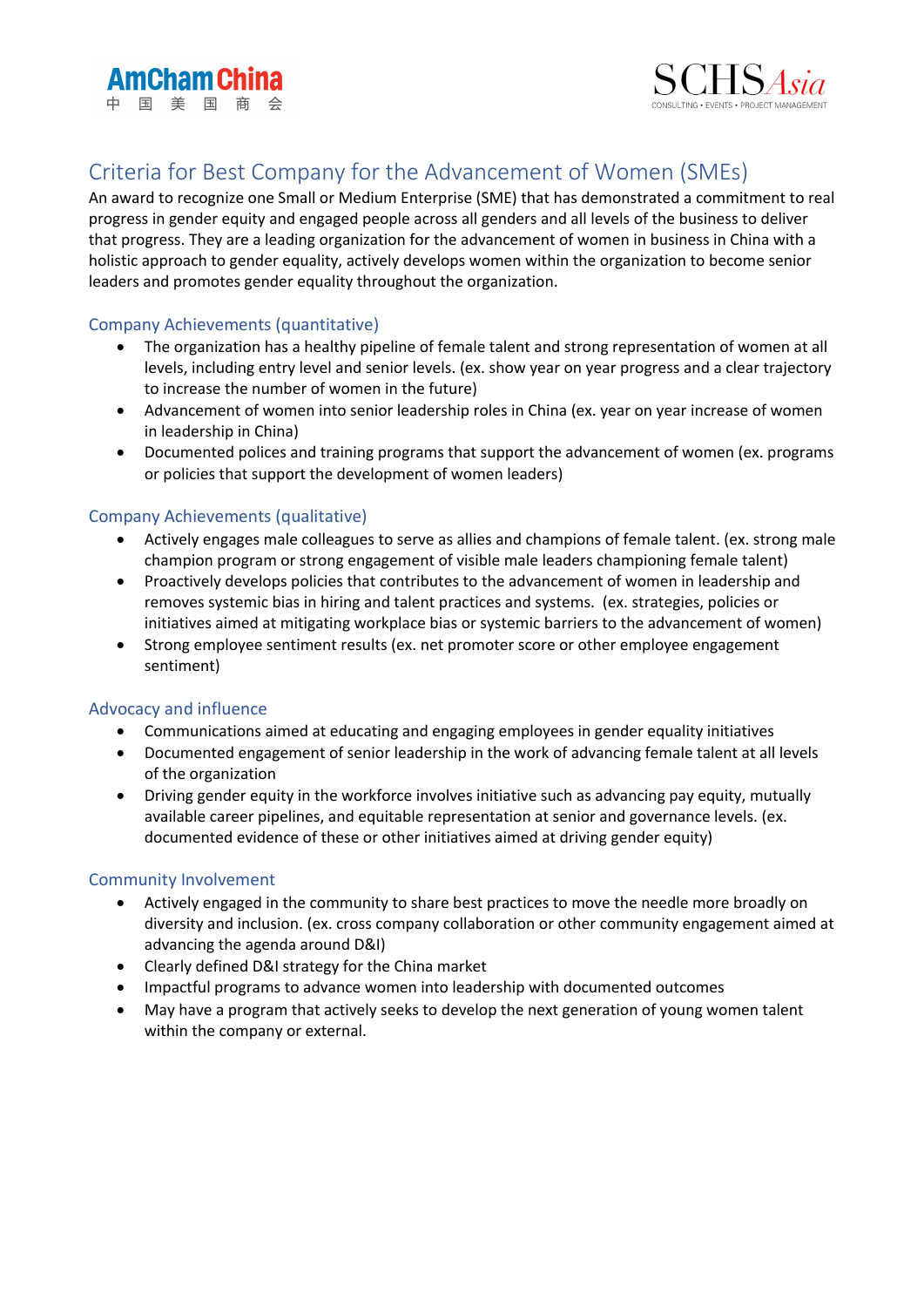# Criteria for Best Company for the Advancement of Women (SMEs)

An award to recognize one Small or Medium Enterprise (SME) that has demonstrated a commitment to real progress in gender equity and engaged people across all genders and all levels of the business to deliver that progress. They are a leading organization for the advancement of women in business in China with a holistic approach to gender equality, actively develops women within the organization to become senior leaders and promotes gender equality throughout the organization.

## Company Achievements (quantitative)

- The organization has a healthy pipeline of female talent and strong representation of women at all levels, including entry level and senior levels. (ex. show year on year progress and a clear trajectory to increase the number of women in the future)
- Advancement of women into senior leadership roles in China (ex. year on year increase of women in leadership in China)
- Documented polices and training programs that support the advancement of women (ex. programs or policies that support the development of women leaders)

## Company Achievements (qualitative)

- Actively engages male colleagues to serve as allies and champions of female talent. (ex. strong male champion program or strong engagement of visible male leaders championing female talent)
- Proactively develops policies that contributes to the advancement of women in leadership and removes systemic bias in hiring and talent practices and systems. (ex. strategies, policies or initiatives aimed at mitigating workplace bias or systemic barriers to the advancement of women)
- Strong employee sentiment results (ex. net promoter score or other employee engagement sentiment)

## Advocacy and influence

- Communications aimed at educating and engaging employees in gender equality initiatives
- Documented engagement of senior leadership in the work of advancing female talent at all levels of the organization
- Driving gender equity in the workforce involves initiative such as advancing pay equity, mutually available career pipelines, and equitable representation at senior and governance levels. (ex. documented evidence of these or other initiatives aimed at driving gender equity)

## Community Involvement

- Actively engaged in the community to share best practices to move the needle more broadly on diversity and inclusion. (ex. cross company collaboration or other community engagement aimed at advancing the agenda around D&I)
- Clearly defined D&I strategy for the China market
- Impactful programs to advance women into leadership with documented outcomes
- May have a program that actively seeks to develop the next generation of young women talent within the company or external.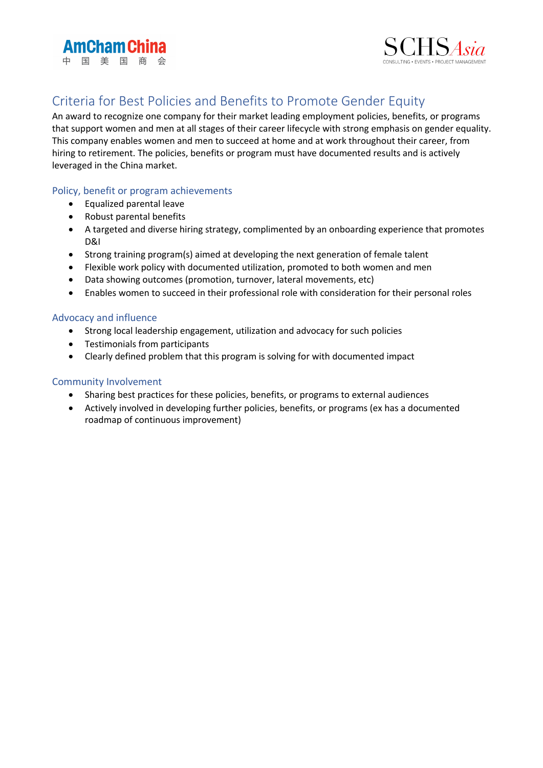# Criteria for Best Policies and Benefits to Promote Gender Equity

An award to recognize one company for their market leading employment policies, benefits, or programs that support women and men at all stages of their career lifecycle with strong emphasis on gender equality. This company enables women and men to succeed at home and at work throughout their career, from hiring to retirement. The policies, benefits or program must have documented results and is actively leveraged in the China market.

## Policy, benefit or program achievements

- Equalized parental leave
- Robust parental benefits
- A targeted and diverse hiring strategy, complimented by an onboarding experience that promotes D&I
- Strong training program(s) aimed at developing the next generation of female talent
- Flexible work policy with documented utilization, promoted to both women and men
- Data showing outcomes (promotion, turnover, lateral movements, etc)
- Enables women to succeed in their professional role with consideration for their personal roles

## Advocacy and influence

- Strong local leadership engagement, utilization and advocacy for such policies
- Testimonials from participants
- Clearly defined problem that this program is solving for with documented impact

## Community Involvement

- Sharing best practices for these policies, benefits, or programs to external audiences
- Actively involved in developing further policies, benefits, or programs (ex has a documented roadmap of continuous improvement)